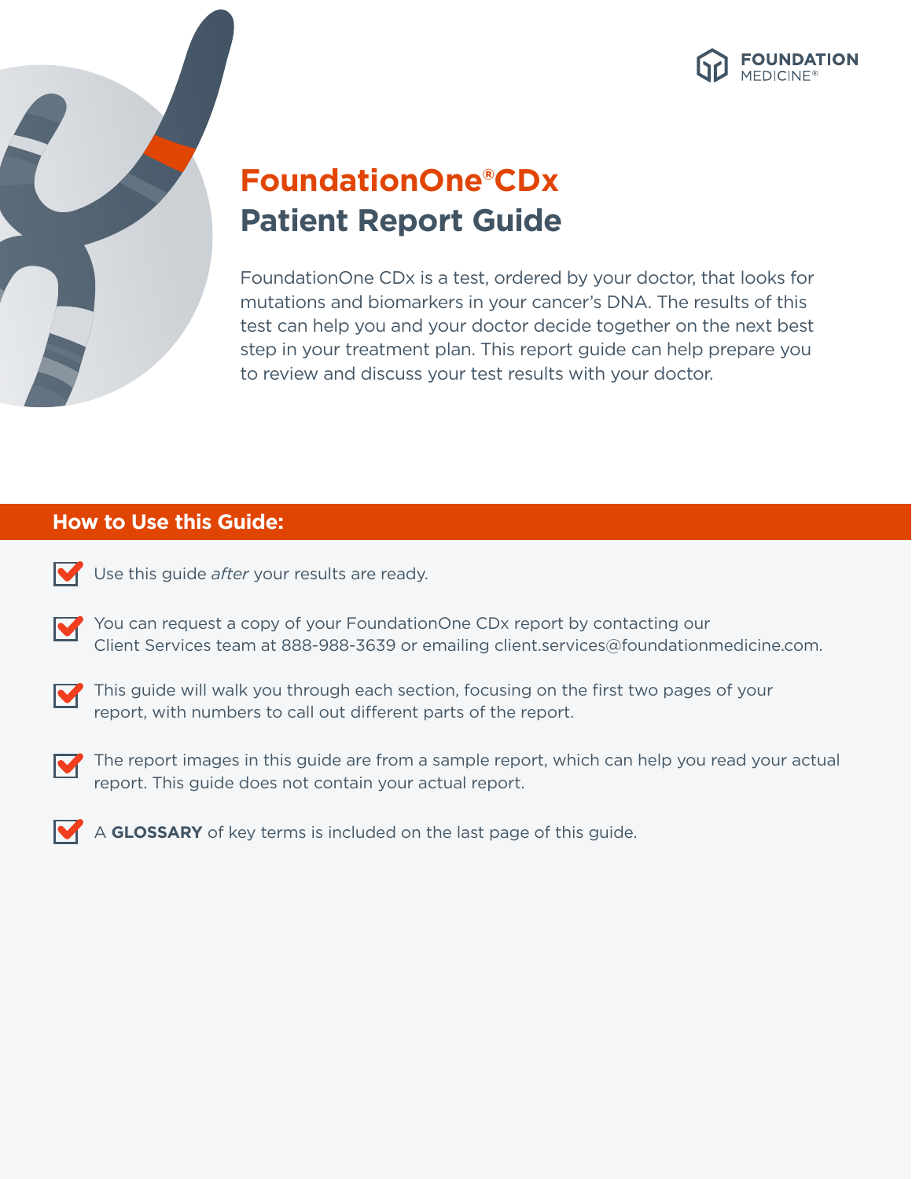FOUNDATION MEDICINE®

# FoundationOne®CDx Patient Report Guide

FoundationOne CDx is a test, ordered by your doctor, that looks for mutations and biomarkers in your cancer's DNA. The results of this test can help you and your doctor decide together on the next best step in your treatment plan. This report guide can help prepare you to review and discuss your test results with your doctor.

## How to Use this Guide:

- Use this guide *after* your results are ready.
- You can request a copy of your FoundationOne CDx report by contacting our Client Services team at 888-988-3639 or emailing client.services@foundationmedicine.com.
- This guide will walk you through each section, focusing on the first two pages of your report, with numbers to call out different parts of the report.
- The report images in this guide are from a sample report, which can help you read your actual report. This guide does not contain your actual report.
- A **GLOSSARY** of key terms is included on the last page of this guide.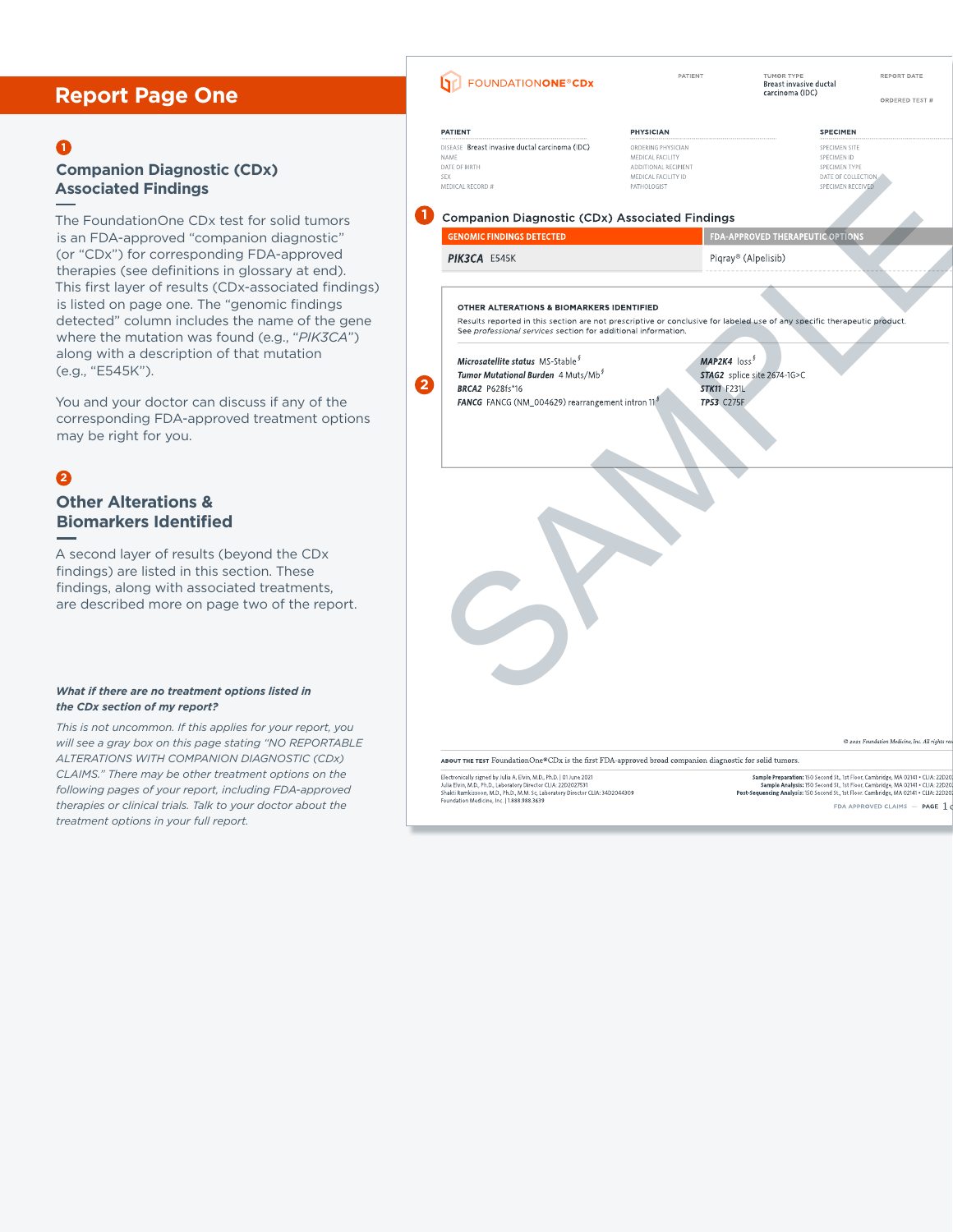# Report Page One

## 1 Companion Diagnostic (CDx) Associated Findings

The FoundationOne CDx test for solid tumors is an FDA-approved "companion diagnostic" (or "CDx") for corresponding FDA-approved therapies (see definitions in glossary at end). This first layer of results (CDx-associated findings) is listed on page one. The "genomic findings detected" column includes the name of the gene where the mutation was found (e.g., "*PIK3CA*") along with a description of that mutation (e.g., "E545K").

You and your doctor can discuss if any of the corresponding FDA-approved treatment options may be right for you.

## 2 Other Alterations & Biomarkers Identified

A second layer of results (beyond the CDx findings) are listed in this section. These findings, along with associated treatments, are described more on page two of the report.

***What if there are no treatment options listed in the CDx section of my report?***

*This is not uncommon. If this applies for your report, you will see a gray box on this page stating "NO REPORTABLE ALTERATIONS WITH COMPANION DIAGNOSTIC (CDx) CLAIMS." There may be other treatment options on the following pages of your report, including FDA-approved therapies or clinical trials. Talk to your doctor about the treatment options in your full report.*

---

FOUNDATIONONE®CDx

PATIENT | TUMOR TYPE: Breast invasive ductal carcinoma (IDC) | REPORT DATE | ORDERED TEST #

| PATIENT | PHYSICIAN | SPECIMEN |
|---|---|---|
| DISEASE Breast invasive ductal carcinoma (IDC) | ORDERING PHYSICIAN | SPECIMEN SITE |
| NAME | MEDICAL FACILITY | SPECIMEN ID |
| DATE OF BIRTH | ADDITIONAL RECIPIENT | SPECIMEN TYPE |
| SEX | MEDICAL FACILITY ID | DATE OF COLLECTION |
| MEDICAL RECORD # | PATHOLOGIST | SPECIMEN RECEIVED |

### 1 Companion Diagnostic (CDx) Associated Findings

| GENOMIC FINDINGS DETECTED | FDA-APPROVED THERAPEUTIC OPTIONS |
|---|---|
| *PIK3CA* E545K | Piqray® (Alpelisib) |

### 2 OTHER ALTERATIONS & BIOMARKERS IDENTIFIED

Results reported in this section are not prescriptive or conclusive for labeled use of any specific therapeutic product. See *professional services* section for additional information.

*Microsatellite status* MS-Stable§
*Tumor Mutational Burden* 4 Muts/Mb§
*BRCA2* P628fs*16
*FANCG* FANCG (NM_004629) rearrangement intron 11§
*MAP2K4* loss§
*STAG2* splice site 2674-1G>C
*STK11* F231L
*TP53* C275F

SAMPLE

© 2021 Foundation Medicine, Inc. All rights reserved.

ABOUT THE TEST FoundationOne®CDx is the first FDA-approved broad companion diagnostic for solid tumors.

Electronically signed by Julia A. Elvin, M.D., Ph.D. | 01 June 2021
Julia Elvin, M.D., Ph.D., Laboratory Director CLIA: 22D2027531
Shakti Ramkissoon, M.D., Ph.D., M.M. Sc, Laboratory Director CLIA: 34D2044309
Foundation Medicine, Inc. | 1.888.988.3639

Sample Preparation: 150 Second St., 1st Floor, Cambridge, MA 02141 • CLIA: 22D20
Sample Analysis: 150 Second St., 1st Floor, Cambridge, MA 02141 • CLIA: 22D20
Post-Sequencing Analysis: 150 Second St., 1st Floor, Cambridge, MA 02141 • CLIA: 22D20

FDA APPROVED CLAIMS — PAGE 1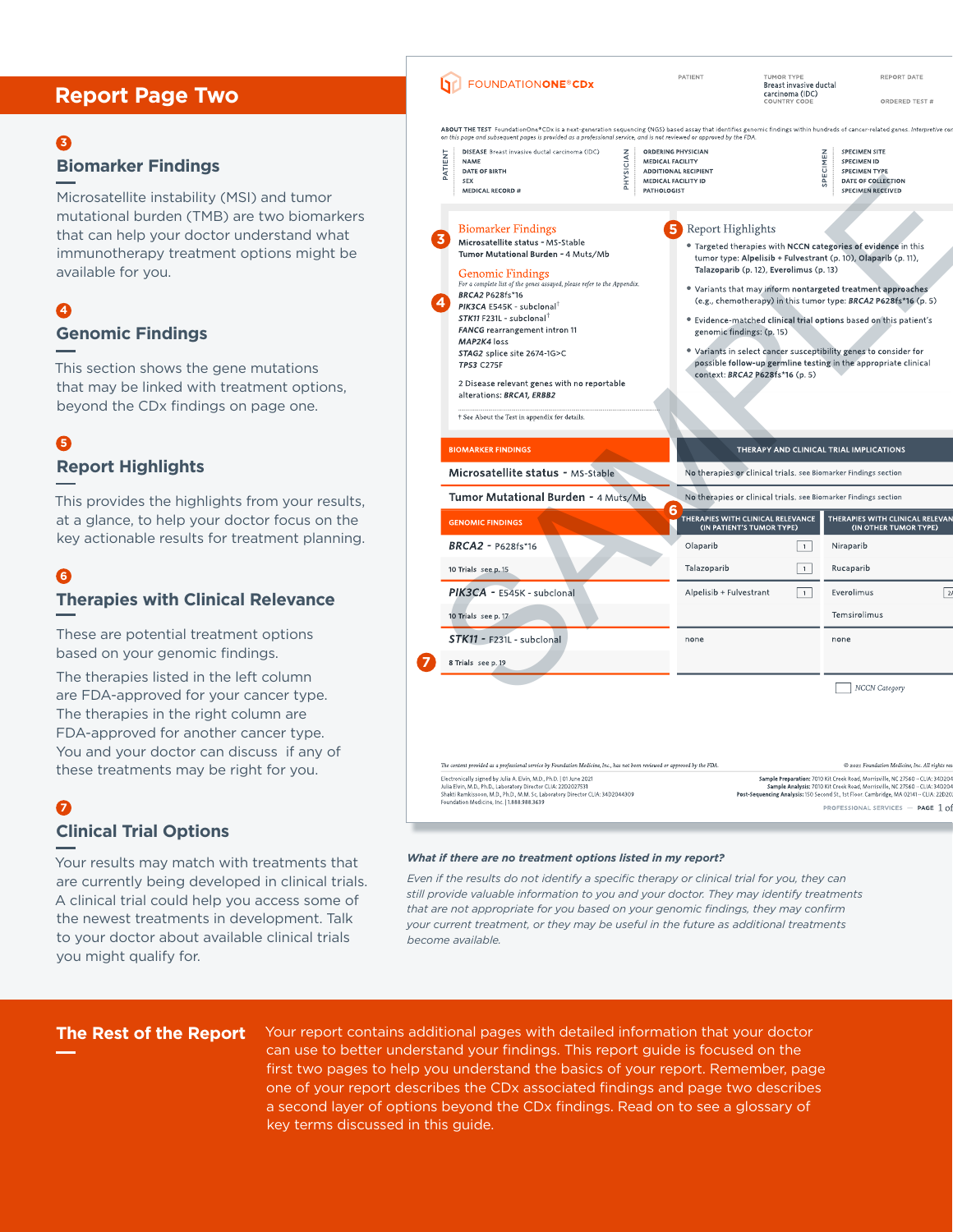## Report Page Two

### 3 Biomarker Findings

Microsatellite instability (MSI) and tumor mutational burden (TMB) are two biomarkers that can help your doctor understand what immunotherapy treatment options might be available for you.

### 4 Genomic Findings

This section shows the gene mutations that may be linked with treatment options, beyond the CDx findings on page one.

### 5 Report Highlights

This provides the highlights from your results, at a glance, to help your doctor focus on the key actionable results for treatment planning.

### 6 Therapies with Clinical Relevance

These are potential treatment options based on your genomic findings.

The therapies listed in the left column are FDA-approved for your cancer type. The therapies in the right column are FDA-approved for another cancer type. You and your doctor can discuss if any of these treatments may be right for you.

### 7 Clinical Trial Options

Your results may match with treatments that are currently being developed in clinical trials. A clinical trial could help you access some of the newest treatments in development. Talk to your doctor about available clinical trials you might qualify for.

***What if there are no treatment options listed in my report?***

*Even if the results do not identify a specific therapy or clinical trial for you, they can still provide valuable information to you and your doctor. They may identify treatments that are not appropriate for you based on your genomic findings, they may confirm your current treatment, or they may be useful in the future as additional treatments become available.*

## The Rest of the Report

Your report contains additional pages with detailed information that your doctor can use to better understand your findings. This report guide is focused on the first two pages to help you understand the basics of your report. Remember, page one of your report describes the CDx associated findings and page two describes a second layer of options beyond the CDx findings. Read on to see a glossary of key terms discussed in this guide.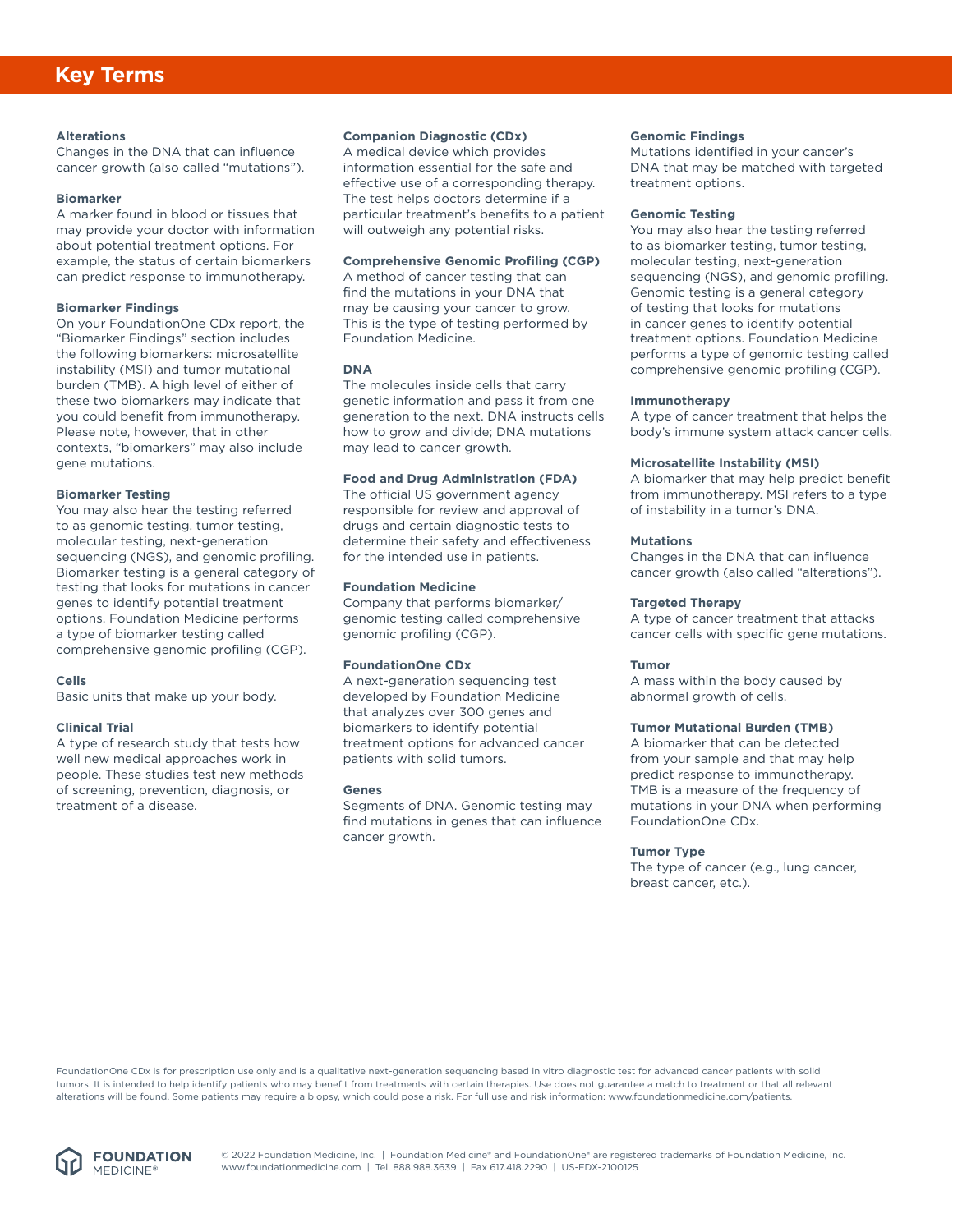# Key Terms

**Alterations**
Changes in the DNA that can influence cancer growth (also called "mutations").

**Biomarker**
A marker found in blood or tissues that may provide your doctor with information about potential treatment options. For example, the status of certain biomarkers can predict response to immunotherapy.

**Biomarker Findings**
On your FoundationOne CDx report, the "Biomarker Findings" section includes the following biomarkers: microsatellite instability (MSI) and tumor mutational burden (TMB). A high level of either of these two biomarkers may indicate that you could benefit from immunotherapy. Please note, however, that in other contexts, "biomarkers" may also include gene mutations.

**Biomarker Testing**
You may also hear the testing referred to as genomic testing, tumor testing, molecular testing, next-generation sequencing (NGS), and genomic profiling. Biomarker testing is a general category of testing that looks for mutations in cancer genes to identify potential treatment options. Foundation Medicine performs a type of biomarker testing called comprehensive genomic profiling (CGP).

**Cells**
Basic units that make up your body.

**Clinical Trial**
A type of research study that tests how well new medical approaches work in people. These studies test new methods of screening, prevention, diagnosis, or treatment of a disease.

**Companion Diagnostic (CDx)**
A medical device which provides information essential for the safe and effective use of a corresponding therapy. The test helps doctors determine if a particular treatment's benefits to a patient will outweigh any potential risks.

**Comprehensive Genomic Profiling (CGP)**
A method of cancer testing that can find the mutations in your DNA that may be causing your cancer to grow. This is the type of testing performed by Foundation Medicine.

**DNA**
The molecules inside cells that carry genetic information and pass it from one generation to the next. DNA instructs cells how to grow and divide; DNA mutations may lead to cancer growth.

**Food and Drug Administration (FDA)**
The official US government agency responsible for review and approval of drugs and certain diagnostic tests to determine their safety and effectiveness for the intended use in patients.

**Foundation Medicine**
Company that performs biomarker/genomic testing called comprehensive genomic profiling (CGP).

**FoundationOne CDx**
A next-generation sequencing test developed by Foundation Medicine that analyzes over 300 genes and biomarkers to identify potential treatment options for advanced cancer patients with solid tumors.

**Genes**
Segments of DNA. Genomic testing may find mutations in genes that can influence cancer growth.

**Genomic Findings**
Mutations identified in your cancer's DNA that may be matched with targeted treatment options.

**Genomic Testing**
You may also hear the testing referred to as biomarker testing, tumor testing, molecular testing, next-generation sequencing (NGS), and genomic profiling. Genomic testing is a general category of testing that looks for mutations in cancer genes to identify potential treatment options. Foundation Medicine performs a type of genomic testing called comprehensive genomic profiling (CGP).

**Immunotherapy**
A type of cancer treatment that helps the body's immune system attack cancer cells.

**Microsatellite Instability (MSI)**
A biomarker that may help predict benefit from immunotherapy. MSI refers to a type of instability in a tumor's DNA.

**Mutations**
Changes in the DNA that can influence cancer growth (also called "alterations").

**Targeted Therapy**
A type of cancer treatment that attacks cancer cells with specific gene mutations.

**Tumor**
A mass within the body caused by abnormal growth of cells.

**Tumor Mutational Burden (TMB)**
A biomarker that can be detected from your sample and that may help predict response to immunotherapy. TMB is a measure of the frequency of mutations in your DNA when performing FoundationOne CDx.

**Tumor Type**
The type of cancer (e.g., lung cancer, breast cancer, etc.).

FoundationOne CDx is for prescription use only and is a qualitative next-generation sequencing based in vitro diagnostic test for advanced cancer patients with solid tumors. It is intended to help identify patients who may benefit from treatments with certain therapies. Use does not guarantee a match to treatment or that all relevant alterations will be found. Some patients may require a biopsy, which could pose a risk. For full use and risk information: www.foundationmedicine.com/patients.

FOUNDATION MEDICINE®

© 2022 Foundation Medicine, Inc. | Foundation Medicine® and FoundationOne® are registered trademarks of Foundation Medicine, Inc.
www.foundationmedicine.com | Tel. 888.988.3639 | Fax 617.418.2290 | US-FDX-2100125